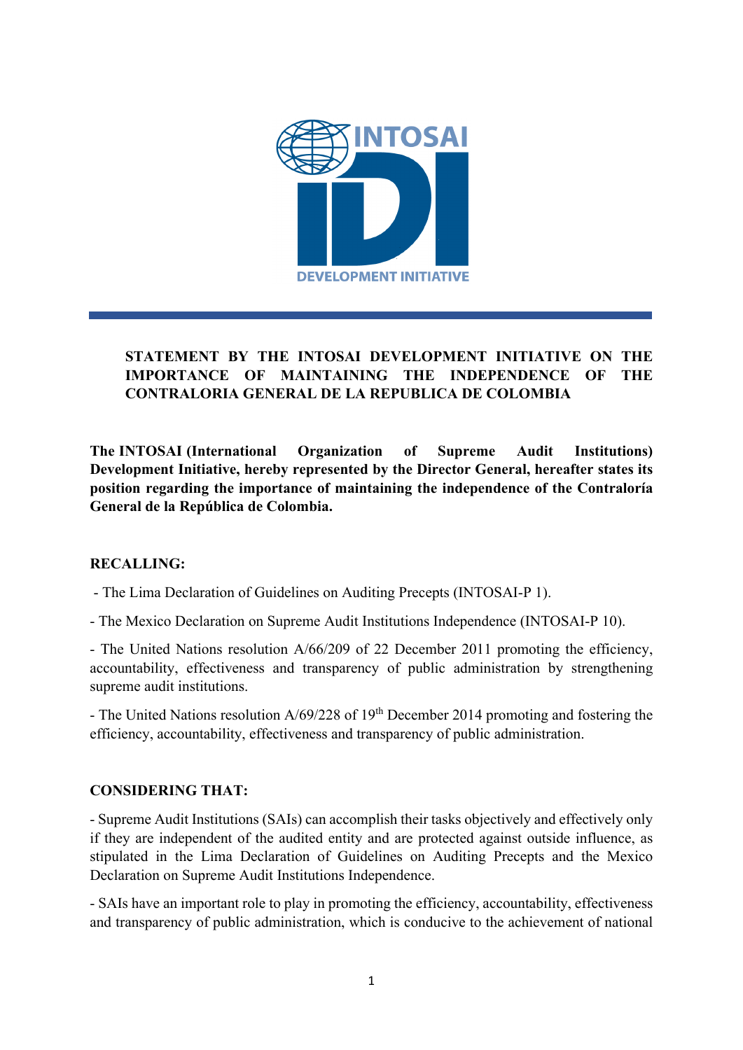# STATEMENT BY THE INTOSAI DEVELOPMENT INITIATIVE ON THE IMPORTANCE OF MAINTAINING THE INDEPENDENCE OF THE CONTRALORIA GENERAL DE LA REPUBLICA DE COLOMBIA

**The INTOSAI (International Organization of Supreme Audit Institutions) Development Initiative, hereby represented by the Director General, hereafter states its position regarding the importance of maintaining the independence of the Contraloría General de la República de Colombia.**

**RECALLING:**

- The Lima Declaration of Guidelines on Auditing Precepts (INTOSAI-P 1).
- The Mexico Declaration on Supreme Audit Institutions Independence (INTOSAI-P 10).
- The United Nations resolution A/66/209 of 22 December 2011 promoting the efficiency, accountability, effectiveness and transparency of public administration by strengthening supreme audit institutions.
- The United Nations resolution A/69/228 of 19th December 2014 promoting and fostering the efficiency, accountability, effectiveness and transparency of public administration.

**CONSIDERING THAT:**

- Supreme Audit Institutions (SAIs) can accomplish their tasks objectively and effectively only if they are independent of the audited entity and are protected against outside influence, as stipulated in the Lima Declaration of Guidelines on Auditing Precepts and the Mexico Declaration on Supreme Audit Institutions Independence.
- SAIs have an important role to play in promoting the efficiency, accountability, effectiveness and transparency of public administration, which is conducive to the achievement of national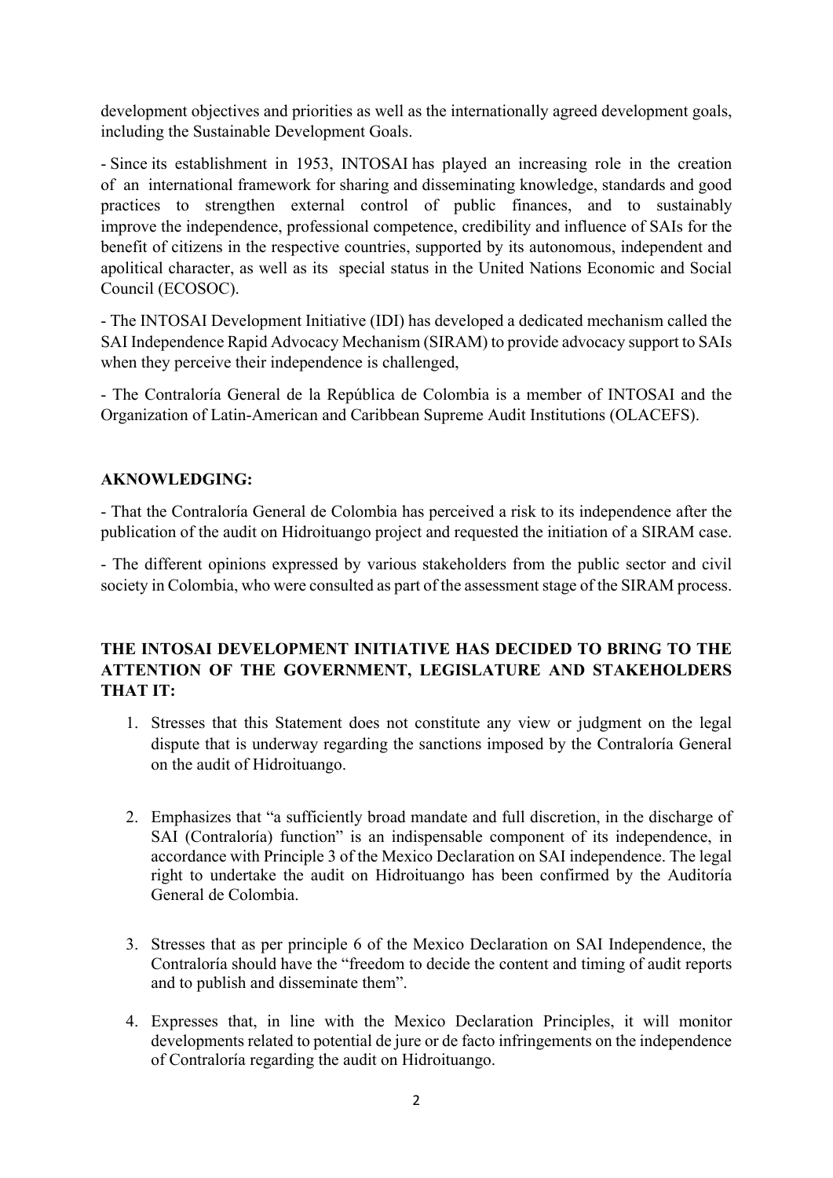development objectives and priorities as well as the internationally agreed development goals, including the Sustainable Development Goals.

- Since its establishment in 1953, INTOSAI has played an increasing role in the creation of an international framework for sharing and disseminating knowledge, standards and good practices to strengthen external control of public finances, and to sustainably improve the independence, professional competence, credibility and influence of SAIs for the benefit of citizens in the respective countries, supported by its autonomous, independent and apolitical character, as well as its special status in the United Nations Economic and Social Council (ECOSOC).

- The INTOSAI Development Initiative (IDI) has developed a dedicated mechanism called the SAI Independence Rapid Advocacy Mechanism (SIRAM) to provide advocacy support to SAIs when they perceive their independence is challenged,

- The Contraloría General de la República de Colombia is a member of INTOSAI and the Organization of Latin-American and Caribbean Supreme Audit Institutions (OLACEFS).

**AKNOWLEDGING:**

- That the Contraloría General de Colombia has perceived a risk to its independence after the publication of the audit on Hidroituango project and requested the initiation of a SIRAM case.

- The different opinions expressed by various stakeholders from the public sector and civil society in Colombia, who were consulted as part of the assessment stage of the SIRAM process.

**THE INTOSAI DEVELOPMENT INITIATIVE HAS DECIDED TO BRING TO THE ATTENTION OF THE GOVERNMENT, LEGISLATURE AND STAKEHOLDERS THAT IT:**

1. Stresses that this Statement does not constitute any view or judgment on the legal dispute that is underway regarding the sanctions imposed by the Contraloría General on the audit of Hidroituango.

2. Emphasizes that "a sufficiently broad mandate and full discretion, in the discharge of SAI (Contraloría) function" is an indispensable component of its independence, in accordance with Principle 3 of the Mexico Declaration on SAI independence. The legal right to undertake the audit on Hidroituango has been confirmed by the Auditoría General de Colombia.

3. Stresses that as per principle 6 of the Mexico Declaration on SAI Independence, the Contraloría should have the "freedom to decide the content and timing of audit reports and to publish and disseminate them".

4. Expresses that, in line with the Mexico Declaration Principles, it will monitor developments related to potential de jure or de facto infringements on the independence of Contraloría regarding the audit on Hidroituango.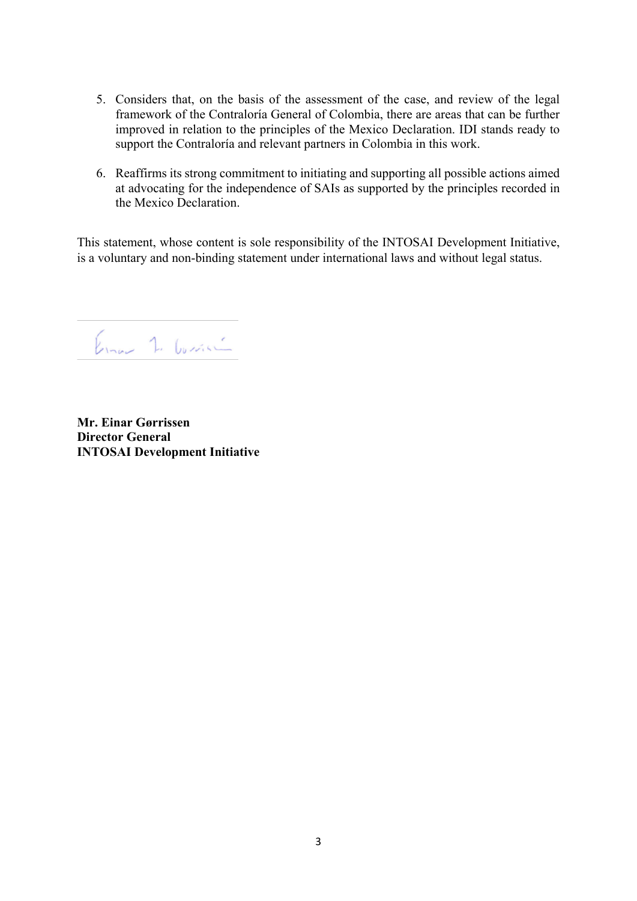5. Considers that, on the basis of the assessment of the case, and review of the legal framework of the Contraloría General of Colombia, there are areas that can be further improved in relation to the principles of the Mexico Declaration. IDI stands ready to support the Contraloría and relevant partners in Colombia in this work.

6. Reaffirms its strong commitment to initiating and supporting all possible actions aimed at advocating for the independence of SAIs as supported by the principles recorded in the Mexico Declaration.

This statement, whose content is sole responsibility of the INTOSAI Development Initiative, is a voluntary and non-binding statement under international laws and without legal status.

**Mr. Einar Gørrissen**
**Director General**
**INTOSAI Development Initiative**